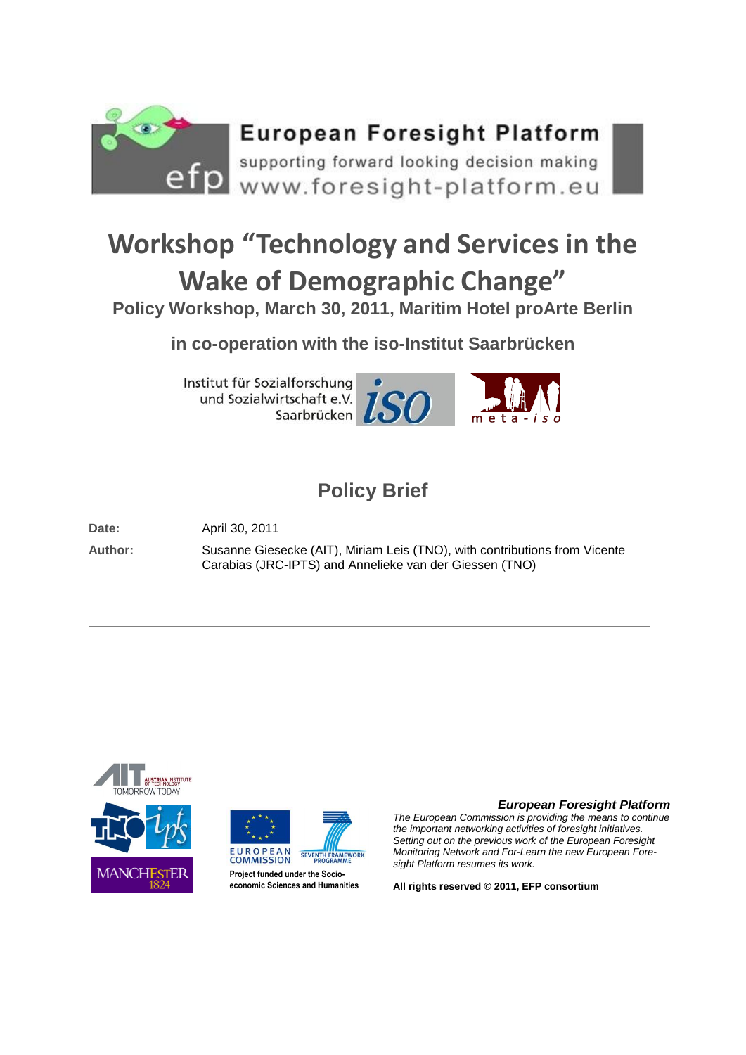European Foresight Platform

supporting forward looking decision making

www.foresight-platform.eu

# Workshop "Technology and Services in the Wake of Demographic Change"

**Policy Workshop, March 30, 2011, Maritim Hotel proArte Berlin**

**in co-operation with the iso-Institut Saarbrücken**

Institut für Sozialforschung und Sozialwirtschaft e.V. Saarbrücken

## Policy Brief

**Date:** April 30, 2011

**Author:** Susanne Giesecke (AIT), Miriam Leis (TNO), with contributions from Vicente Carabias (JRC-IPTS) and Annelieke van der Giessen (TNO)

---

Project funded under the Socio-economic Sciences and Humanities

***European Foresight Platform***

*The European Commission is providing the means to continue the important networking activities of foresight initiatives. Setting out on the previous work of the European Foresight Monitoring Network and For-Learn the new European Foresight Platform resumes its work.*

**All rights reserved © 2011, EFP consortium**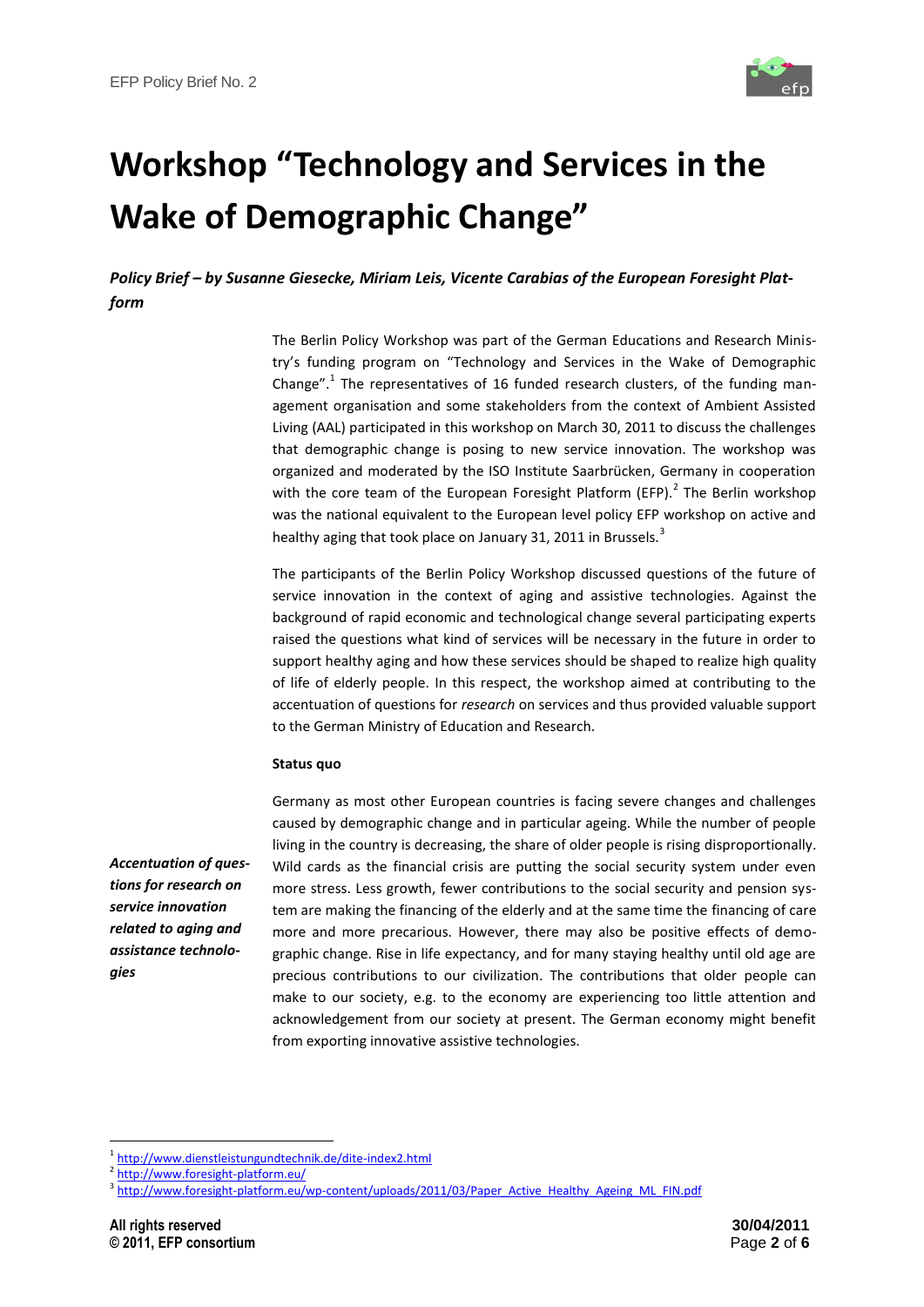# Workshop "Technology and Services in the Wake of Demographic Change"

***Policy Brief – by Susanne Giesecke, Miriam Leis, Vicente Carabias of the European Foresight Platform***

The Berlin Policy Workshop was part of the German Educations and Research Ministry's funding program on "Technology and Services in the Wake of Demographic Change".[1] The representatives of 16 funded research clusters, of the funding management organisation and some stakeholders from the context of Ambient Assisted Living (AAL) participated in this workshop on March 30, 2011 to discuss the challenges that demographic change is posing to new service innovation. The workshop was organized and moderated by the ISO Institute Saarbrücken, Germany in cooperation with the core team of the European Foresight Platform (EFP).[2] The Berlin workshop was the national equivalent to the European level policy EFP workshop on active and healthy aging that took place on January 31, 2011 in Brussels.[3]

The participants of the Berlin Policy Workshop discussed questions of the future of service innovation in the context of aging and assistive technologies. Against the background of rapid economic and technological change several participating experts raised the questions what kind of services will be necessary in the future in order to support healthy aging and how these services should be shaped to realize high quality of life of elderly people. In this respect, the workshop aimed at contributing to the accentuation of questions for *research* on services and thus provided valuable support to the German Ministry of Education and Research.

**Status quo**

***Accentuation of questions for research on service innovation related to aging and assistance technologies***

Germany as most other European countries is facing severe changes and challenges caused by demographic change and in particular ageing. While the number of people living in the country is decreasing, the share of older people is rising disproportionally. Wild cards as the financial crisis are putting the social security system under even more stress. Less growth, fewer contributions to the social security and pension system are making the financing of the elderly and at the same time the financing of care more and more precarious. However, there may also be positive effects of demographic change. Rise in life expectancy, and for many staying healthy until old age are precious contributions to our civilization. The contributions that older people can make to our society, e.g. to the economy are experiencing too little attention and acknowledgement from our society at present. The German economy might benefit from exporting innovative assistive technologies.

---

[1] http://www.dienstleistungundtechnik.de/dite-index2.html

[2] http://www.foresight-platform.eu/

[3] http://www.foresight-platform.eu/wp-content/uploads/2011/03/Paper_Active_Healthy_Ageing_ML_FIN.pdf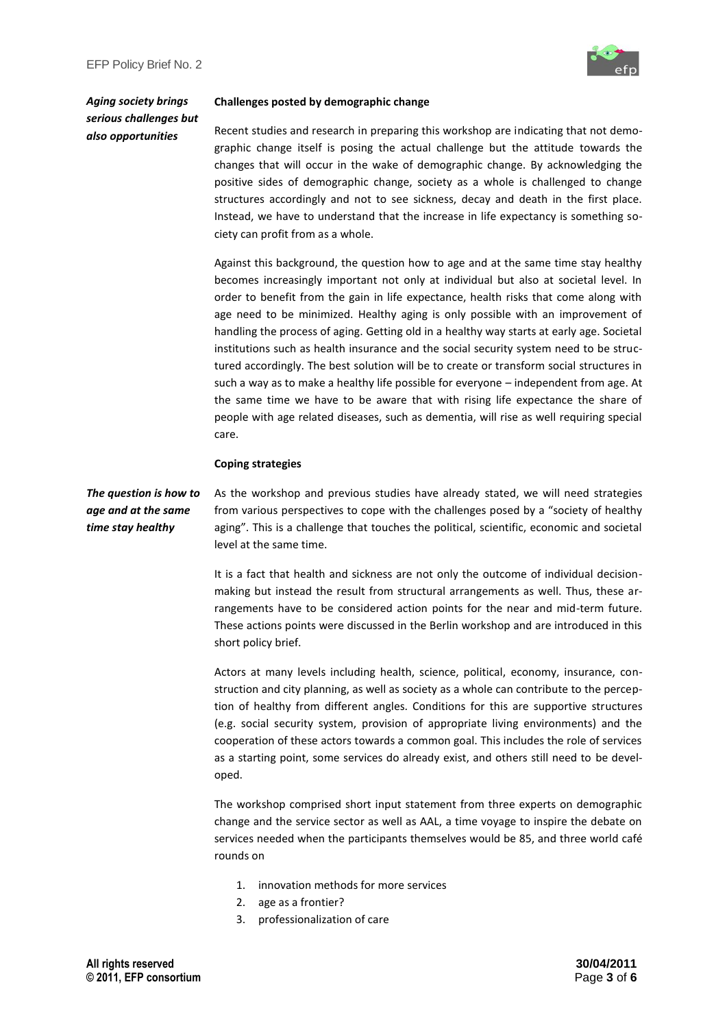*Aging society brings serious challenges but also opportunities*

**Challenges posted by demographic change**

Recent studies and research in preparing this workshop are indicating that not demographic change itself is posing the actual challenge but the attitude towards the changes that will occur in the wake of demographic change. By acknowledging the positive sides of demographic change, society as a whole is challenged to change structures accordingly and not to see sickness, decay and death in the first place. Instead, we have to understand that the increase in life expectancy is something society can profit from as a whole.

Against this background, the question how to age and at the same time stay healthy becomes increasingly important not only at individual but also at societal level. In order to benefit from the gain in life expectance, health risks that come along with age need to be minimized. Healthy aging is only possible with an improvement of handling the process of aging. Getting old in a healthy way starts at early age. Societal institutions such as health insurance and the social security system need to be structured accordingly. The best solution will be to create or transform social structures in such a way as to make a healthy life possible for everyone – independent from age. At the same time we have to be aware that with rising life expectance the share of people with age related diseases, such as dementia, will rise as well requiring special care.

**Coping strategies**

*The question is how to age and at the same time stay healthy*

As the workshop and previous studies have already stated, we will need strategies from various perspectives to cope with the challenges posed by a "society of healthy aging". This is a challenge that touches the political, scientific, economic and societal level at the same time.

It is a fact that health and sickness are not only the outcome of individual decision-making but instead the result from structural arrangements as well. Thus, these arrangements have to be considered action points for the near and mid-term future. These actions points were discussed in the Berlin workshop and are introduced in this short policy brief.

Actors at many levels including health, science, political, economy, insurance, construction and city planning, as well as society as a whole can contribute to the perception of healthy from different angles. Conditions for this are supportive structures (e.g. social security system, provision of appropriate living environments) and the cooperation of these actors towards a common goal. This includes the role of services as a starting point, some services do already exist, and others still need to be developed.

The workshop comprised short input statement from three experts on demographic change and the service sector as well as AAL, a time voyage to inspire the debate on services needed when the participants themselves would be 85, and three world café rounds on

1. innovation methods for more services
2. age as a frontier?
3. professionalization of care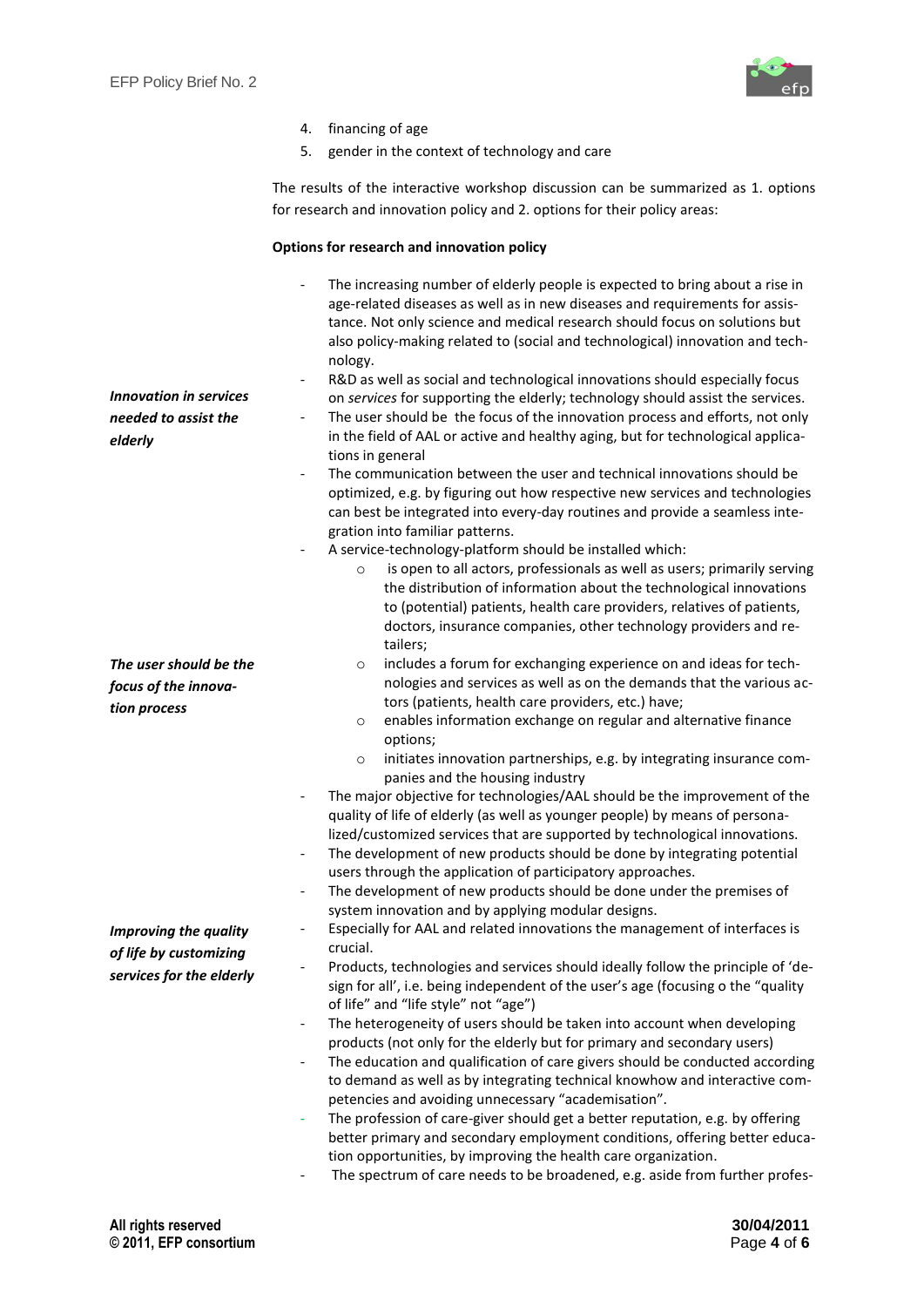4. financing of age
5. gender in the context of technology and care

The results of the interactive workshop discussion can be summarized as 1. options for research and innovation policy and 2. options for their policy areas:

**Options for research and innovation policy**

*Innovation in services needed to assist the elderly*

- The increasing number of elderly people is expected to bring about a rise in age-related diseases as well as in new diseases and requirements for assistance. Not only science and medical research should focus on solutions but also policy-making related to (social and technological) innovation and technology.
- R&D as well as social and technological innovations should especially focus on *services* for supporting the elderly; technology should assist the services.
- The user should be the focus of the innovation process and efforts, not only in the field of AAL or active and healthy aging, but for technological applications in general
- The communication between the user and technical innovations should be optimized, e.g. by figuring out how respective new services and technologies can best be integrated into every-day routines and provide a seamless integration into familiar patterns.
- A service-technology-platform should be installed which:
    - is open to all actors, professionals as well as users; primarily serving the distribution of information about the technological innovations to (potential) patients, health care providers, relatives of patients, doctors, insurance companies, other technology providers and retailers;
    - includes a forum for exchanging experience on and ideas for technologies and services as well as on the demands that the various actors (patients, health care providers, etc.) have;
    - enables information exchange on regular and alternative finance options;
    - initiates innovation partnerships, e.g. by integrating insurance companies and the housing industry

*The user should be the focus of the innovation process*

- The major objective for technologies/AAL should be the improvement of the quality of life of elderly (as well as younger people) by means of personalized/customized services that are supported by technological innovations.
- The development of new products should be done by integrating potential users through the application of participatory approaches.
- The development of new products should be done under the premises of system innovation and by applying modular designs.

*Improving the quality of life by customizing services for the elderly*

- Especially for AAL and related innovations the management of interfaces is crucial.
- Products, technologies and services should ideally follow the principle of 'design for all', i.e. being independent of the user's age (focusing o the "quality of life" and "life style" not "age")
- The heterogeneity of users should be taken into account when developing products (not only for the elderly but for primary and secondary users)
- The education and qualification of care givers should be conducted according to demand as well as by integrating technical knowhow and interactive competencies and avoiding unnecessary "academisation".
- The profession of care-giver should get a better reputation, e.g. by offering better primary and secondary employment conditions, offering better education opportunities, by improving the health care organization.
- The spectrum of care needs to be broadened, e.g. aside from further profes-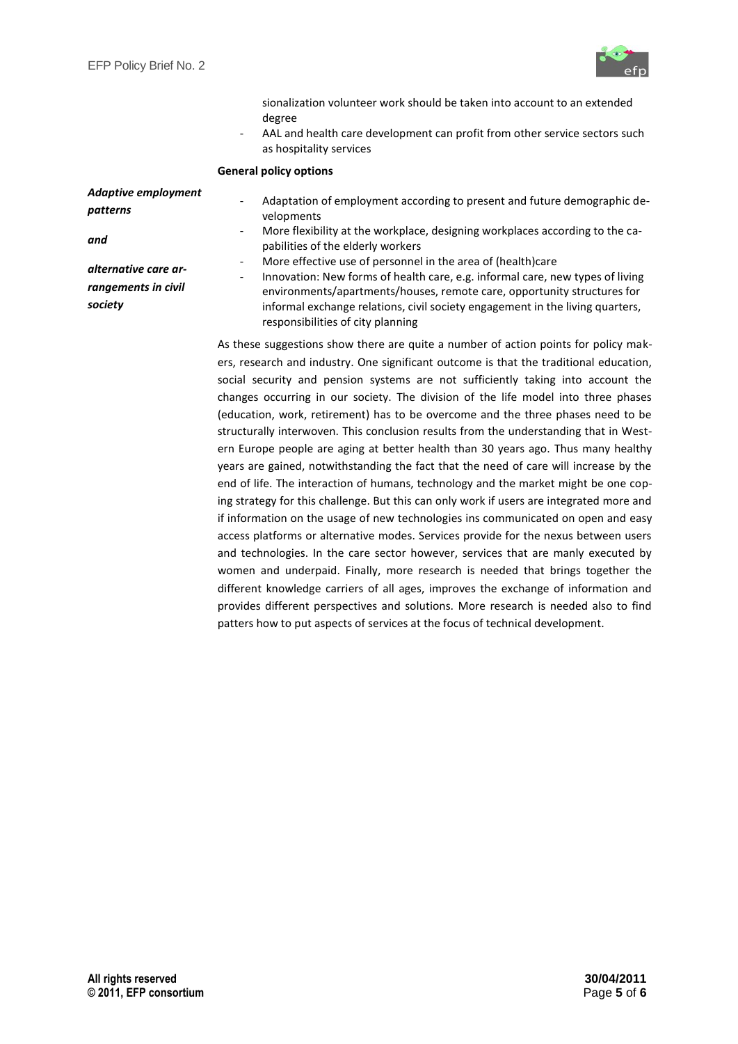sionalization volunteer work should be taken into account to an extended degree
- AAL and health care development can profit from other service sectors such as hospitality services

**General policy options**

***Adaptive employment patterns and alternative care arrangements in civil society***

- Adaptation of employment according to present and future demographic developments
- More flexibility at the workplace, designing workplaces according to the capabilities of the elderly workers
- More effective use of personnel in the area of (health)care
- Innovation: New forms of health care, e.g. informal care, new types of living environments/apartments/houses, remote care, opportunity structures for informal exchange relations, civil society engagement in the living quarters, responsibilities of city planning

As these suggestions show there are quite a number of action points for policy makers, research and industry. One significant outcome is that the traditional education, social security and pension systems are not sufficiently taking into account the changes occurring in our society. The division of the life model into three phases (education, work, retirement) has to be overcome and the three phases need to be structurally interwoven. This conclusion results from the understanding that in Western Europe people are aging at better health than 30 years ago. Thus many healthy years are gained, notwithstanding the fact that the need of care will increase by the end of life. The interaction of humans, technology and the market might be one coping strategy for this challenge. But this can only work if users are integrated more and if information on the usage of new technologies ins communicated on open and easy access platforms or alternative modes. Services provide for the nexus between users and technologies. In the care sector however, services that are manly executed by women and underpaid. Finally, more research is needed that brings together the different knowledge carriers of all ages, improves the exchange of information and provides different perspectives and solutions. More research is needed also to find patters how to put aspects of services at the focus of technical development.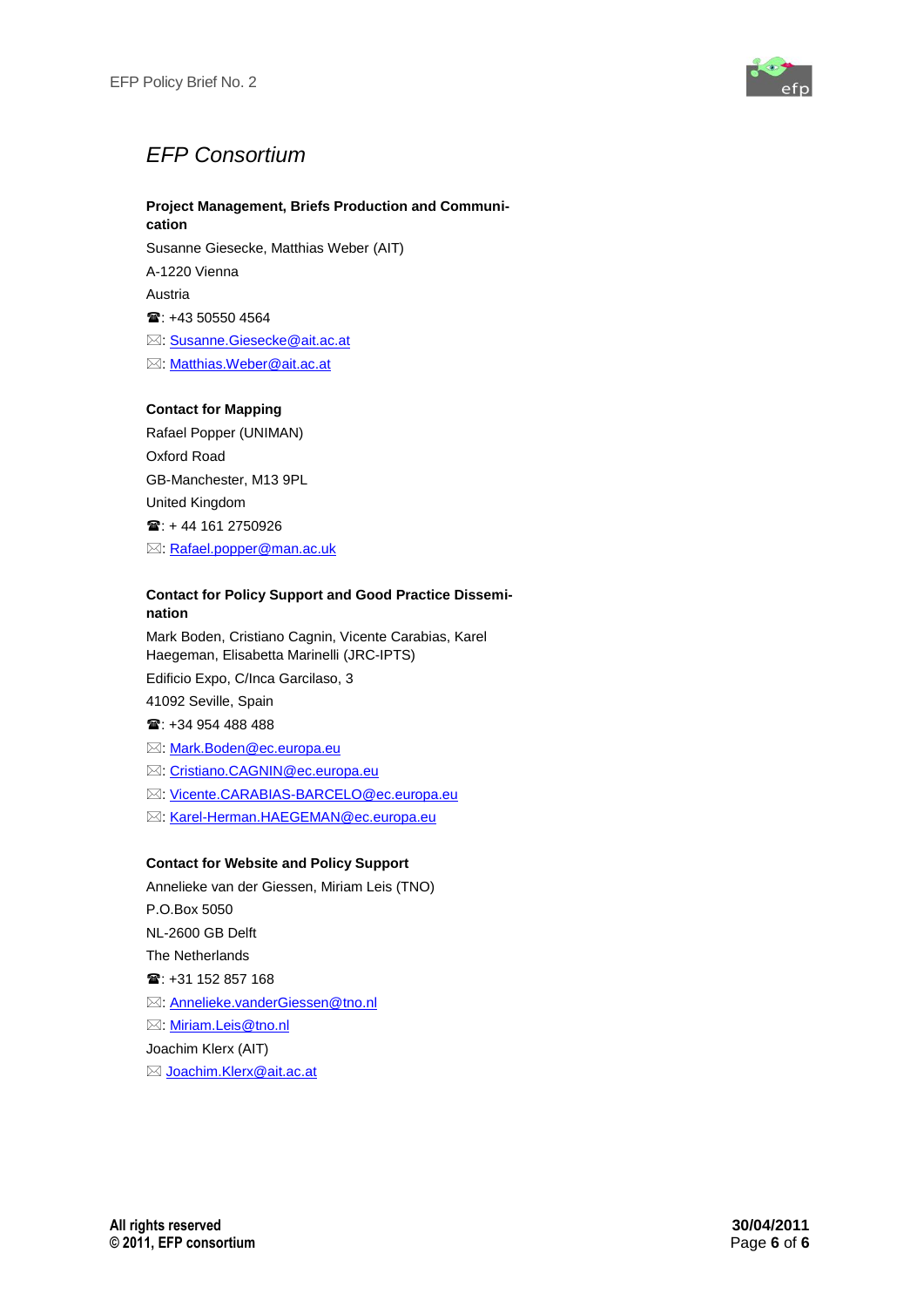## *EFP Consortium*

**Project Management, Briefs Production and Communication**

Susanne Giesecke, Matthias Weber (AIT)

A-1220 Vienna

Austria

☎: +43 50550 4564

✉: Susanne.Giesecke@ait.ac.at

✉: Matthias.Weber@ait.ac.at

**Contact for Mapping**

Rafael Popper (UNIMAN)

Oxford Road

GB-Manchester, M13 9PL

United Kingdom

☎: + 44 161 2750926

✉: Rafael.popper@man.ac.uk

**Contact for Policy Support and Good Practice Dissemination**

Mark Boden, Cristiano Cagnin, Vicente Carabias, Karel Haegeman, Elisabetta Marinelli (JRC-IPTS)

Edificio Expo, C/Inca Garcilaso, 3

41092 Seville, Spain

☎: +34 954 488 488

✉: Mark.Boden@ec.europa.eu

✉: Cristiano.CAGNIN@ec.europa.eu

✉: Vicente.CARABIAS-BARCELO@ec.europa.eu

✉: Karel-Herman.HAEGEMAN@ec.europa.eu

**Contact for Website and Policy Support**

Annelieke van der Giessen, Miriam Leis (TNO)

P.O.Box 5050

NL-2600 GB Delft

The Netherlands

☎: +31 152 857 168

✉: Annelieke.vanderGiessen@tno.nl

✉: Miriam.Leis@tno.nl

Joachim Klerx (AIT)

✉ Joachim.Klerx@ait.ac.at

**All rights reserved**
**© 2011, EFP consortium**

**30/04/2011**